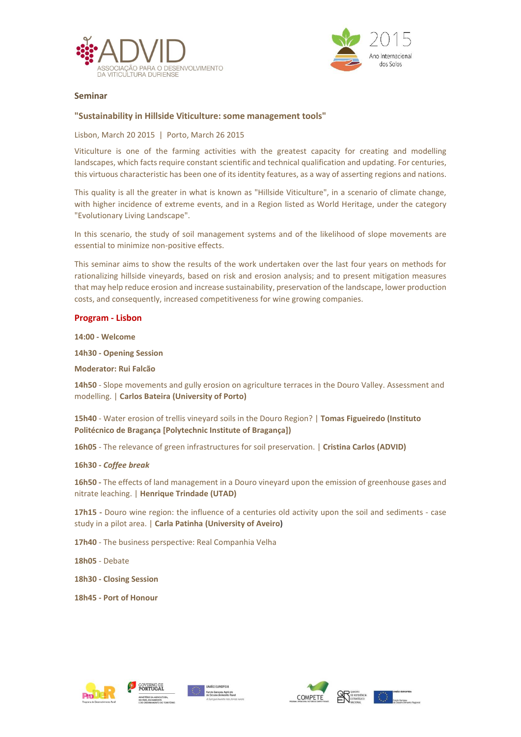**Seminar**

## "Sustainability in Hillside Viticulture: some management tools"

Lisbon, March 20 2015 | Porto, March 26 2015

Viticulture is one of the farming activities with the greatest capacity for creating and modelling landscapes, which facts require constant scientific and technical qualification and updating. For centuries, this virtuous characteristic has been one of its identity features, as a way of asserting regions and nations.

This quality is all the greater in what is known as "Hillside Viticulture", in a scenario of climate change, with higher incidence of extreme events, and in a Region listed as World Heritage, under the category "Evolutionary Living Landscape".

In this scenario, the study of soil management systems and of the likelihood of slope movements are essential to minimize non-positive effects.

This seminar aims to show the results of the work undertaken over the last four years on methods for rationalizing hillside vineyards, based on risk and erosion analysis; and to present mitigation measures that may help reduce erosion and increase sustainability, preservation of the landscape, lower production costs, and consequently, increased competitiveness for wine growing companies.

### Program - Lisbon

**14:00 - Welcome**

**14h30 - Opening Session**

**Moderator: Rui Falcão**

**14h50** - Slope movements and gully erosion on agriculture terraces in the Douro Valley. Assessment and modelling. | **Carlos Bateira (University of Porto)**

**15h40** - Water erosion of trellis vineyard soils in the Douro Region? | **Tomas Figueiredo (Instituto Politécnico de Bragança [Polytechnic Institute of Bragança])**

**16h05** - The relevance of green infrastructures for soil preservation. | **Cristina Carlos (ADVID)**

**16h30 -** ***Coffee break***

**16h50 -** The effects of land management in a Douro vineyard upon the emission of greenhouse gases and nitrate leaching. | **Henrique Trindade (UTAD)**

**17h15 -** Douro wine region: the influence of a centuries old activity upon the soil and sediments - case study in a pilot area. | **Carla Patinha (University of Aveiro)**

**17h40** - The business perspective: Real Companhia Velha

**18h05** - Debate

**18h30 - Closing Session**

**18h45 - Port of Honour**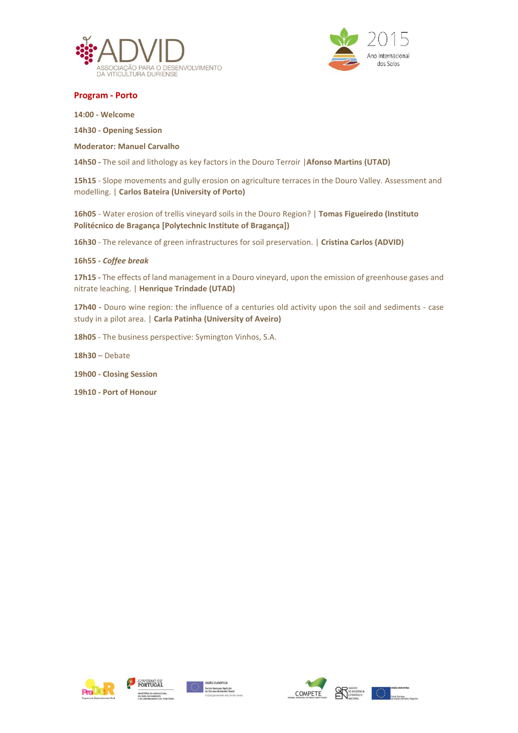## Program - Porto

**14:00 - Welcome**

**14h30 - Opening Session**

**Moderator: Manuel Carvalho**

**14h50 -** The soil and lithology as key factors in the Douro Terroir |**Afonso Martins (UTAD)**

**15h15** - Slope movements and gully erosion on agriculture terraces in the Douro Valley. Assessment and modelling. | **Carlos Bateira (University of Porto)**

**16h05** - Water erosion of trellis vineyard soils in the Douro Region? | **Tomas Figueiredo (Instituto Politécnico de Bragança [Polytechnic Institute of Bragança])**

**16h30** - The relevance of green infrastructures for soil preservation. | **Cristina Carlos (ADVID)**

**16h55 -** ***Coffee break***

**17h15 -** The effects of land management in a Douro vineyard, upon the emission of greenhouse gases and nitrate leaching. | **Henrique Trindade (UTAD)**

**17h40 -** Douro wine region: the influence of a centuries old activity upon the soil and sediments - case study in a pilot area. | **Carla Patinha (University of Aveiro)**

**18h05** - The business perspective: Symington Vinhos, S.A.

**18h30** – Debate

**19h00 - Closing Session**

**19h10 - Port of Honour**